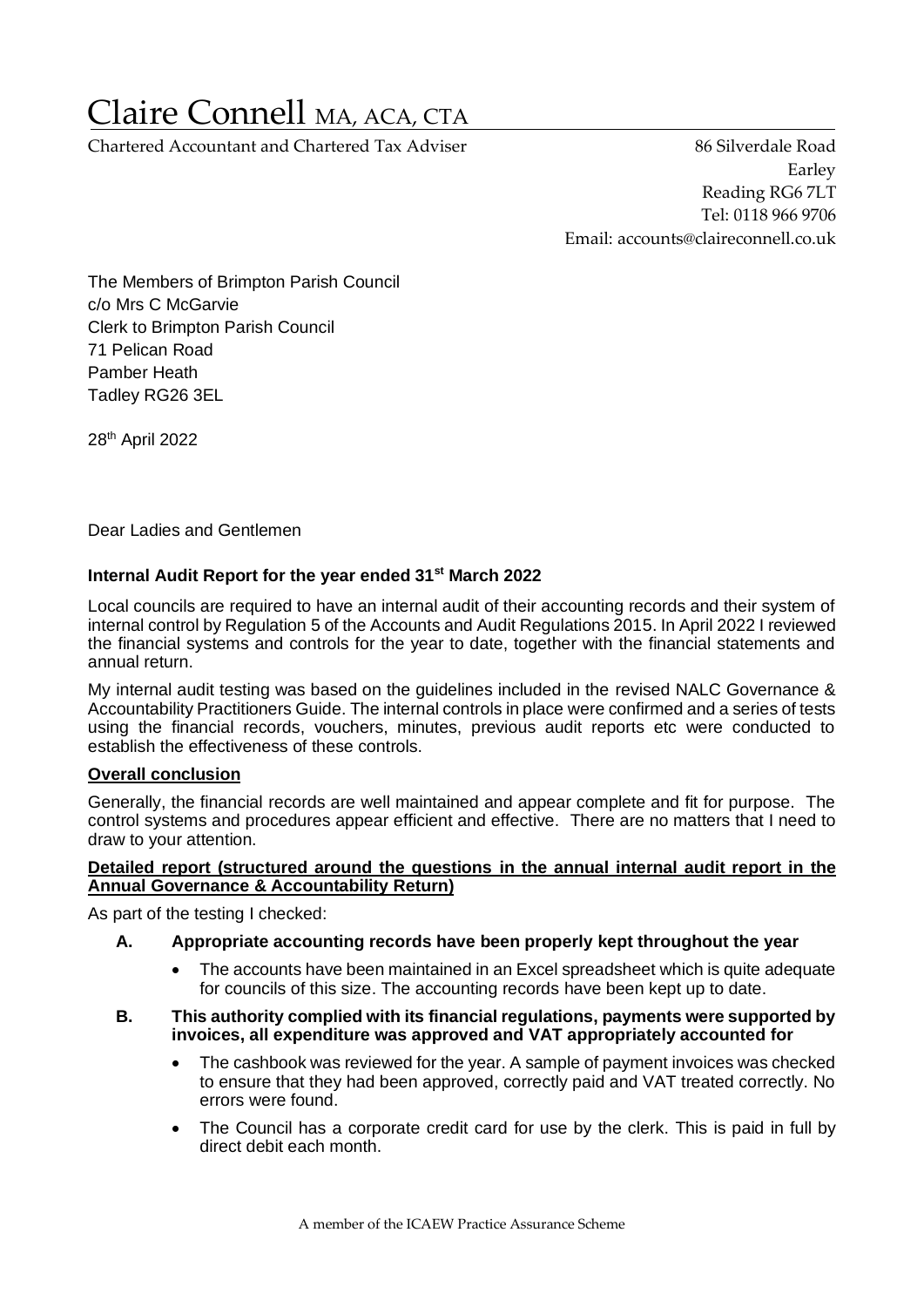# Claire Connell MA, ACA, CTA

Chartered Accountant and Chartered Tax Adviser

86 Silverdale Road
Earley
Reading RG6 7LT
Tel: 0118 966 9706
Email: accounts@claireconnell.co.uk

The Members of Brimpton Parish Council
c/o Mrs C McGarvie
Clerk to Brimpton Parish Council
71 Pelican Road
Pamber Heath
Tadley RG26 3EL

28th April 2022

Dear Ladies and Gentlemen

**Internal Audit Report for the year ended 31st March 2022**

Local councils are required to have an internal audit of their accounting records and their system of internal control by Regulation 5 of the Accounts and Audit Regulations 2015. In April 2022 I reviewed the financial systems and controls for the year to date, together with the financial statements and annual return.

My internal audit testing was based on the guidelines included in the revised NALC Governance & Accountability Practitioners Guide. The internal controls in place were confirmed and a series of tests using the financial records, vouchers, minutes, previous audit reports etc were conducted to establish the effectiveness of these controls.

**Overall conclusion**

Generally, the financial records are well maintained and appear complete and fit for purpose. The control systems and procedures appear efficient and effective. There are no matters that I need to draw to your attention.

**Detailed report (structured around the questions in the annual internal audit report in the Annual Governance & Accountability Return)**

As part of the testing I checked:

**A. Appropriate accounting records have been properly kept throughout the year**

- The accounts have been maintained in an Excel spreadsheet which is quite adequate for councils of this size. The accounting records have been kept up to date.

**B. This authority complied with its financial regulations, payments were supported by invoices, all expenditure was approved and VAT appropriately accounted for**

- The cashbook was reviewed for the year. A sample of payment invoices was checked to ensure that they had been approved, correctly paid and VAT treated correctly. No errors were found.
- The Council has a corporate credit card for use by the clerk. This is paid in full by direct debit each month.

A member of the ICAEW Practice Assurance Scheme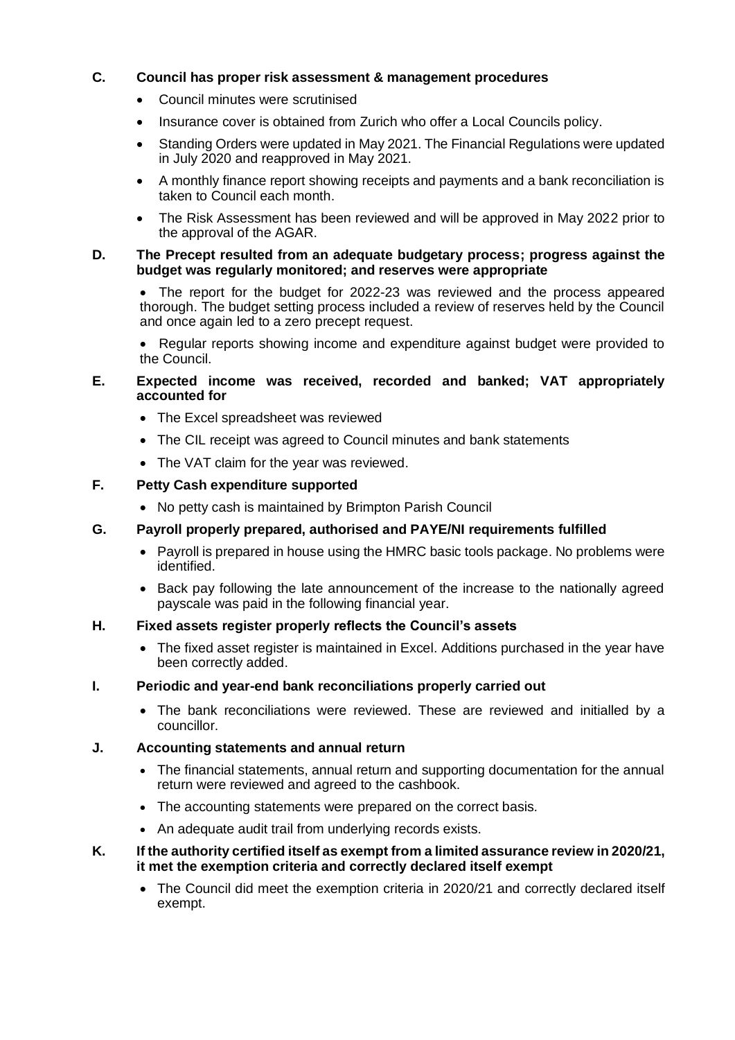**C. Council has proper risk assessment & management procedures**

- Council minutes were scrutinised
- Insurance cover is obtained from Zurich who offer a Local Councils policy.
- Standing Orders were updated in May 2021. The Financial Regulations were updated in July 2020 and reapproved in May 2021.
- A monthly finance report showing receipts and payments and a bank reconciliation is taken to Council each month.
- The Risk Assessment has been reviewed and will be approved in May 2022 prior to the approval of the AGAR.

**D. The Precept resulted from an adequate budgetary process; progress against the budget was regularly monitored; and reserves were appropriate**

- The report for the budget for 2022-23 was reviewed and the process appeared thorough. The budget setting process included a review of reserves held by the Council and once again led to a zero precept request.
- Regular reports showing income and expenditure against budget were provided to the Council.

**E. Expected income was received, recorded and banked; VAT appropriately accounted for**

- The Excel spreadsheet was reviewed
- The CIL receipt was agreed to Council minutes and bank statements
- The VAT claim for the year was reviewed.

**F. Petty Cash expenditure supported**

- No petty cash is maintained by Brimpton Parish Council

**G. Payroll properly prepared, authorised and PAYE/NI requirements fulfilled**

- Payroll is prepared in house using the HMRC basic tools package. No problems were identified.
- Back pay following the late announcement of the increase to the nationally agreed payscale was paid in the following financial year.

**H. Fixed assets register properly reflects the Council's assets**

- The fixed asset register is maintained in Excel. Additions purchased in the year have been correctly added.

**I. Periodic and year-end bank reconciliations properly carried out**

- The bank reconciliations were reviewed. These are reviewed and initialled by a councillor.

**J. Accounting statements and annual return**

- The financial statements, annual return and supporting documentation for the annual return were reviewed and agreed to the cashbook.
- The accounting statements were prepared on the correct basis.
- An adequate audit trail from underlying records exists.

**K. If the authority certified itself as exempt from a limited assurance review in 2020/21, it met the exemption criteria and correctly declared itself exempt**

- The Council did meet the exemption criteria in 2020/21 and correctly declared itself exempt.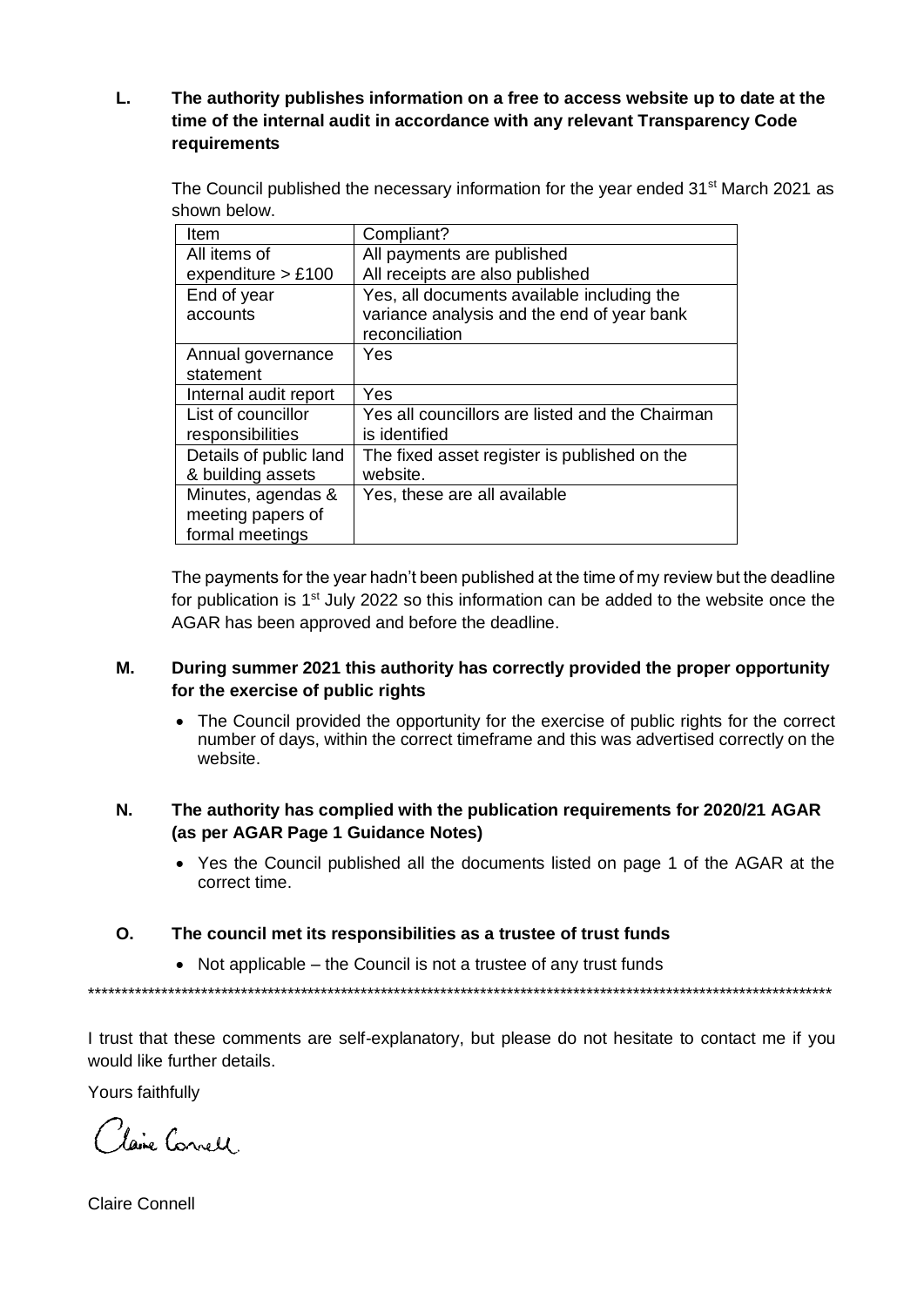**L. The authority publishes information on a free to access website up to date at the time of the internal audit in accordance with any relevant Transparency Code requirements**

The Council published the necessary information for the year ended 31st March 2021 as shown below.

| Item | Compliant? |
| --- | --- |
| All items of expenditure > £100 | All payments are published<br>All receipts are also published |
| End of year accounts | Yes, all documents available including the variance analysis and the end of year bank reconciliation |
| Annual governance statement | Yes |
| Internal audit report | Yes |
| List of councillor responsibilities | Yes all councillors are listed and the Chairman is identified |
| Details of public land & building assets | The fixed asset register is published on the website. |
| Minutes, agendas & meeting papers of formal meetings | Yes, these are all available |

The payments for the year hadn't been published at the time of my review but the deadline for publication is 1st July 2022 so this information can be added to the website once the AGAR has been approved and before the deadline.

**M. During summer 2021 this authority has correctly provided the proper opportunity for the exercise of public rights**

- The Council provided the opportunity for the exercise of public rights for the correct number of days, within the correct timeframe and this was advertised correctly on the website.

**N. The authority has complied with the publication requirements for 2020/21 AGAR (as per AGAR Page 1 Guidance Notes)**

- Yes the Council published all the documents listed on page 1 of the AGAR at the correct time.

**O. The council met its responsibilities as a trustee of trust funds**

- Not applicable – the Council is not a trustee of any trust funds

\*\*\*\*\*\*\*\*\*\*\*\*\*\*\*\*\*\*\*\*\*\*\*\*\*\*\*\*\*\*\*\*\*\*\*\*\*\*\*\*\*\*\*\*\*\*\*\*\*\*\*\*\*\*\*\*\*\*\*\*\*\*\*\*\*\*\*\*\*\*\*\*\*\*\*\*\*\*\*\*\*\*\*\*\*\*\*\*\*\*\*\*\*\*\*\*\*\*\*\*

I trust that these comments are self-explanatory, but please do not hesitate to contact me if you would like further details.

Yours faithfully

Claire Connell

Claire Connell